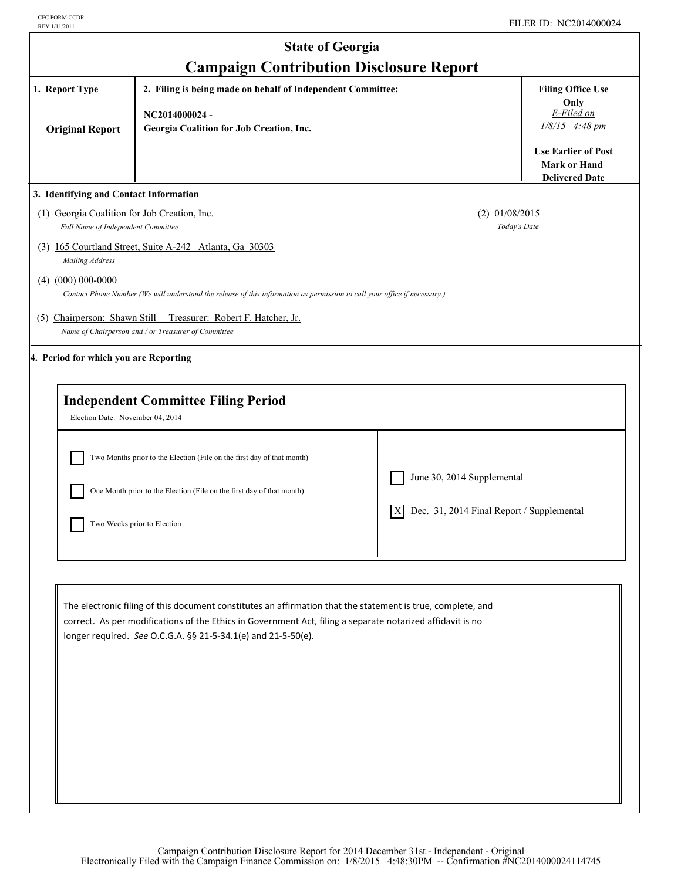CFC FORM CCDR
REV 1/11/2011

FILER ID: NC2014000024

# State of Georgia
## Campaign Contribution Disclosure Report

| 1. Report Type | 2. Filing is being made on behalf of Independent Committee: | Filing Office Use Only |
|---|---|---|
| **Original Report** | **NC2014000024 -** **Georgia Coalition for Job Creation, Inc.** | *E-Filed on* *1/8/15 4:48 pm* **Use Earlier of Post Mark or Hand Delivered Date** |

### 3. Identifying and Contact Information

(1) Georgia Coalition for Job Creation, Inc.
*Full Name of Independent Committee*

(2) 01/08/2015
*Today's Date*

(3) 165 Courtland Street, Suite A-242 Atlanta, Ga 30303
*Mailing Address*

(4) (000) 000-0000
*Contact Phone Number (We will understand the release of this information as permission to call your office if necessary.)*

(5) Chairperson: Shawn Still Treasurer: Robert F. Hatcher, Jr.
*Name of Chairperson and / or Treasurer of Committee*

### 4. Period for which you are Reporting

**Independent Committee Filing Period**

Election Date: November 04, 2014

- [ ] Two Months prior to the Election (File on the first day of that month)
- [ ] One Month prior to the Election (File on the first day of that month)
- [ ] Two Weeks prior to Election
- [ ] June 30, 2014 Supplemental
- [X] Dec. 31, 2014 Final Report / Supplemental

The electronic filing of this document constitutes an affirmation that the statement is true, complete, and correct. As per modifications of the Ethics in Government Act, filing a separate notarized affidavit is no longer required. *See* O.C.G.A. §§ 21-5-34.1(e) and 21-5-50(e).

Campaign Contribution Disclosure Report for 2014 December 31st - Independent - Original
Electronically Filed with the Campaign Finance Commission on: 1/8/2015 4:48:30PM -- Confirmation #NC2014000024114745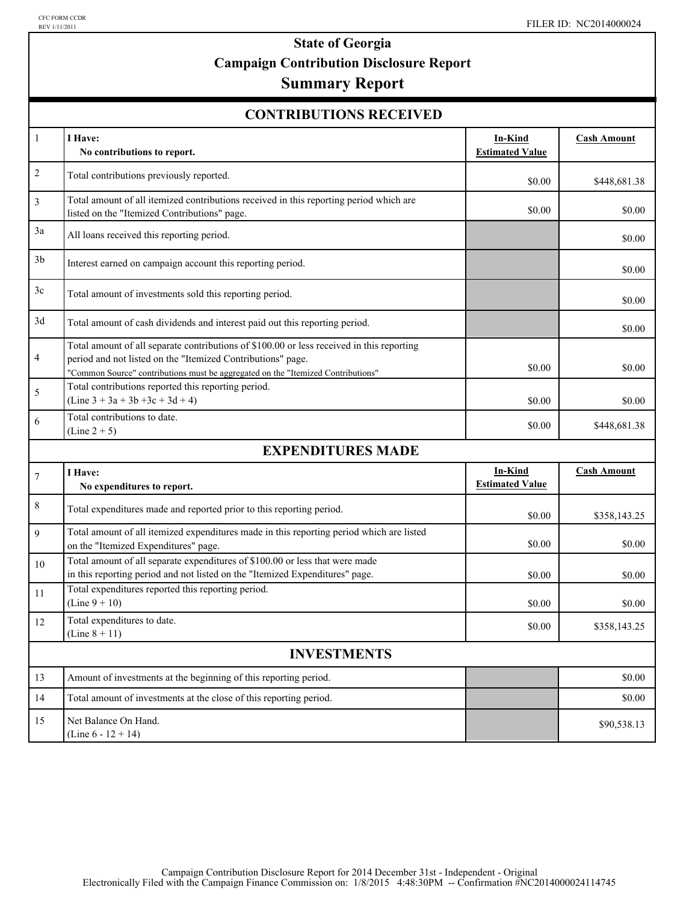CFC FORM CCDR
REV 1/11/2011

FILER ID: NC2014000024

# State of Georgia
# Campaign Contribution Disclosure Report
# Summary Report

## CONTRIBUTIONS RECEIVED

| | | In-Kind Estimated Value | Cash Amount |
|---|---|---|---|
| 1 | **I Have:** **No contributions to report.** | | |
| 2 | Total contributions previously reported. | $0.00 | $448,681.38 |
| 3 | Total amount of all itemized contributions received in this reporting period which are listed on the "Itemized Contributions" page. | $0.00 | $0.00 |
| 3a | All loans received this reporting period. | | $0.00 |
| 3b | Interest earned on campaign account this reporting period. | | $0.00 |
| 3c | Total amount of investments sold this reporting period. | | $0.00 |
| 3d | Total amount of cash dividends and interest paid out this reporting period. | | $0.00 |
| 4 | Total amount of all separate contributions of $100.00 or less received in this reporting period and not listed on the "Itemized Contributions" page. "Common Source" contributions must be aggregated on the "Itemized Contributions" | $0.00 | $0.00 |
| 5 | Total contributions reported this reporting period. (Line 3 + 3a + 3b +3c + 3d + 4) | $0.00 | $0.00 |
| 6 | Total contributions to date. (Line 2 + 5) | $0.00 | $448,681.38 |

## EXPENDITURES MADE

| | | In-Kind Estimated Value | Cash Amount |
|---|---|---|---|
| 7 | **I Have:** **No expenditures to report.** | | |
| 8 | Total expenditures made and reported prior to this reporting period. | $0.00 | $358,143.25 |
| 9 | Total amount of all itemized expenditures made in this reporting period which are listed on the "Itemized Expenditures" page. | $0.00 | $0.00 |
| 10 | Total amount of all separate expenditures of $100.00 or less that were made in this reporting period and not listed on the "Itemized Expenditures" page. | $0.00 | $0.00 |
| 11 | Total expenditures reported this reporting period. (Line 9 + 10) | $0.00 | $0.00 |
| 12 | Total expenditures to date. (Line 8 + 11) | $0.00 | $358,143.25 |

## INVESTMENTS

| | | | |
|---|---|---|---|
| 13 | Amount of investments at the beginning of this reporting period. | | $0.00 |
| 14 | Total amount of investments at the close of this reporting period. | | $0.00 |
| 15 | Net Balance On Hand. (Line 6 - 12 + 14) | | $90,538.13 |

Campaign Contribution Disclosure Report for 2014 December 31st - Independent - Original
Electronically Filed with the Campaign Finance Commission on: 1/8/2015 4:48:30PM -- Confirmation #NC2014000024114745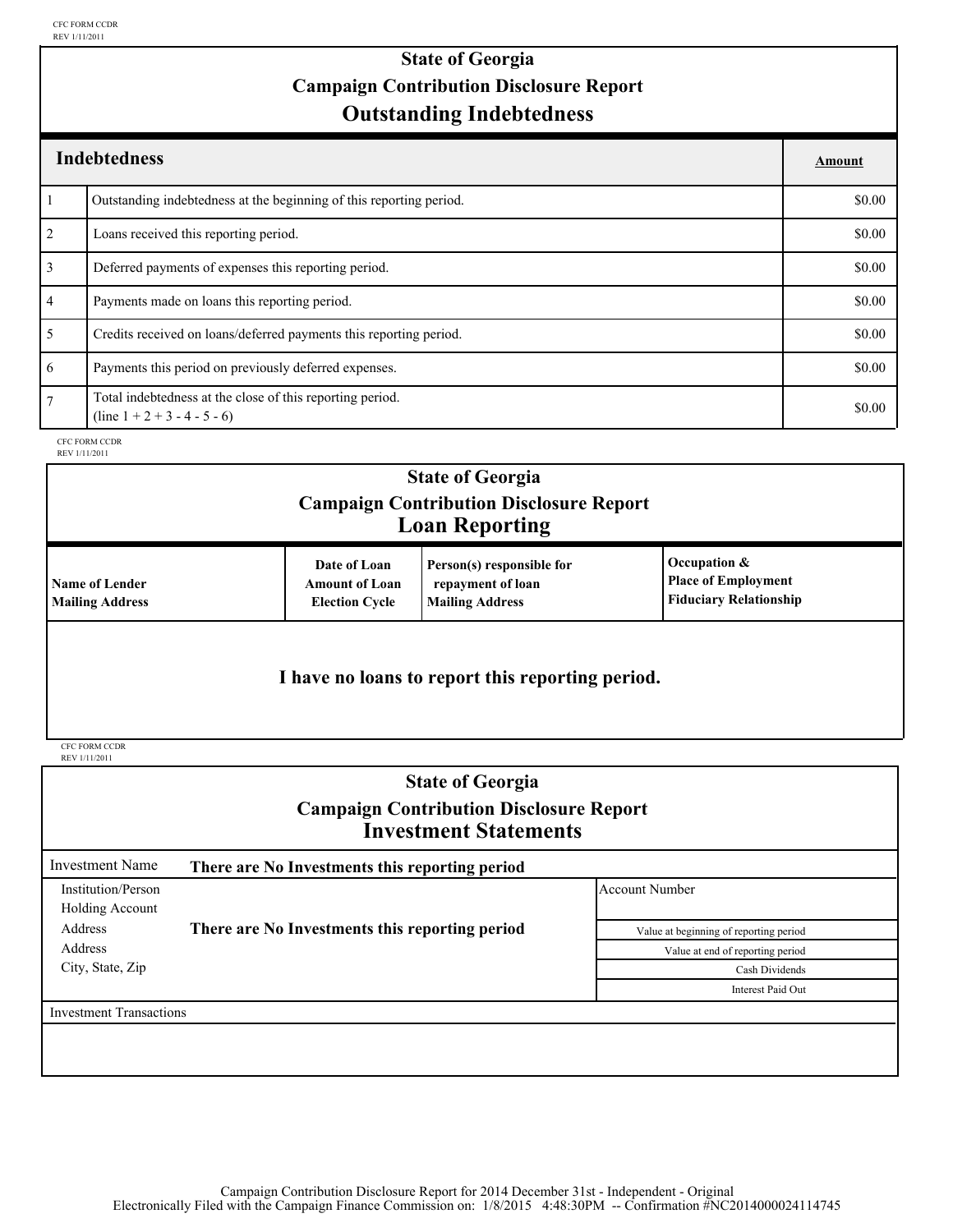CFC FORM CCDR
REV 1/11/2011

# State of Georgia
## Campaign Contribution Disclosure Report
## Outstanding Indebtedness

| | Indebtedness | Amount |
|---|---|---|
| 1 | Outstanding indebtedness at the beginning of this reporting period. | $0.00 |
| 2 | Loans received this reporting period. | $0.00 |
| 3 | Deferred payments of expenses this reporting period. | $0.00 |
| 4 | Payments made on loans this reporting period. | $0.00 |
| 5 | Credits received on loans/deferred payments this reporting period. | $0.00 |
| 6 | Payments this period on previously deferred expenses. | $0.00 |
| 7 | Total indebtedness at the close of this reporting period. (line 1 + 2 + 3 - 4 - 5 - 6) | $0.00 |

CFC FORM CCDR
REV 1/11/2011

# State of Georgia
## Campaign Contribution Disclosure Report
## Loan Reporting

| Name of Lender<br>Mailing Address | Date of Loan<br>Amount of Loan<br>Election Cycle | Person(s) responsible for repayment of loan<br>Mailing Address | Occupation &<br>Place of Employment<br>Fiduciary Relationship |
|---|---|---|---|

**I have no loans to report this reporting period.**

CFC FORM CCDR
REV 1/11/2011

# State of Georgia
## Campaign Contribution Disclosure Report
## Investment Statements

Investment Name **There are No Investments this reporting period**

| Institution/Person Holding Account<br>Address<br>Address<br>City, State, Zip | | Account Number |
|---|---|---|
| | **There are No Investments this reporting period** | Value at beginning of reporting period |
| | | Value at end of reporting period |
| | | Cash Dividends |
| | | Interest Paid Out |

Investment Transactions

Campaign Contribution Disclosure Report for 2014 December 31st - Independent - Original
Electronically Filed with the Campaign Finance Commission on: 1/8/2015 4:48:30PM -- Confirmation #NC2014000024114745